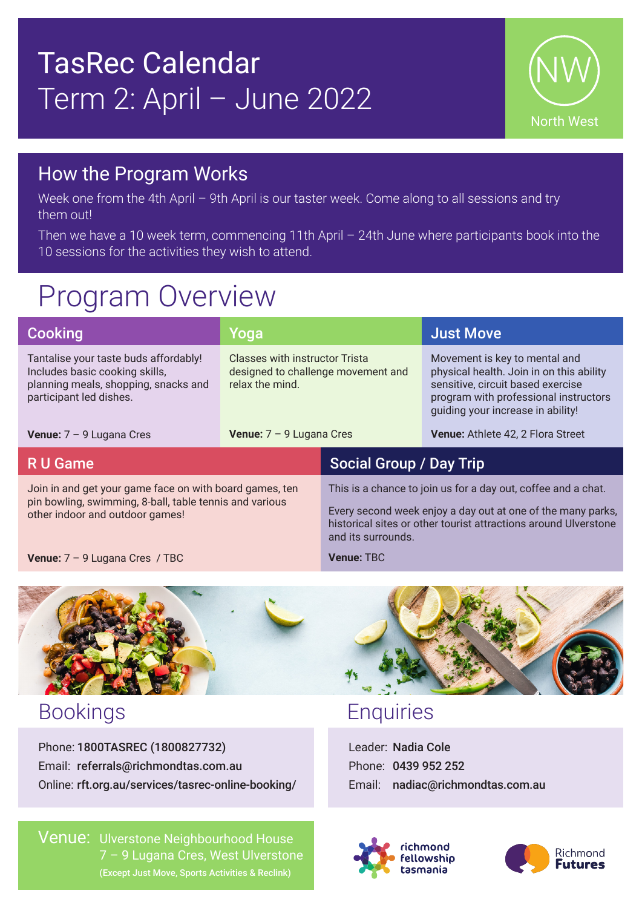# TasRec Calendar
# Term 2: April – June 2022

NW
North West

## How the Program Works

Week one from the 4th April – 9th April is our taster week. Come along to all sessions and try them out!

Then we have a 10 week term, commencing 11th April – 24th June where participants book into the 10 sessions for the activities they wish to attend.

# Program Overview

### Cooking

Tantalise your taste buds affordably! Includes basic cooking skills, planning meals, shopping, snacks and participant led dishes.

**Venue:** 7 – 9 Lugana Cres

### Yoga

Classes with instructor Trista designed to challenge movement and relax the mind.

**Venue:** 7 – 9 Lugana Cres

### Just Move

Movement is key to mental and physical health. Join in on this ability sensitive, circuit based exercise program with professional instructors guiding your increase in ability!

**Venue:** Athlete 42, 2 Flora Street

### R U Game

Join in and get your game face on with board games, ten pin bowling, swimming, 8-ball, table tennis and various other indoor and outdoor games!

**Venue:** 7 – 9 Lugana Cres / TBC

### Social Group / Day Trip

This is a chance to join us for a day out, coffee and a chat.

Every second week enjoy a day out at one of the many parks, historical sites or other tourist attractions around Ulverstone and its surrounds.

**Venue:** TBC

## Bookings

Phone: **1800TASREC (1800827732)**
Email: **referrals@richmondtas.com.au**
Online: **rft.org.au/services/tasrec-online-booking/**

## Enquiries

Leader: **Nadia Cole**
Phone: **0439 952 252**
Email: **nadiac@richmondtas.com.au**

**Venue:** Ulverstone Neighbourhood House
7 – 9 Lugana Cres, West Ulverstone
(Except Just Move, Sports Activities & Reclink)

richmond fellowship tasmania

Richmond Futures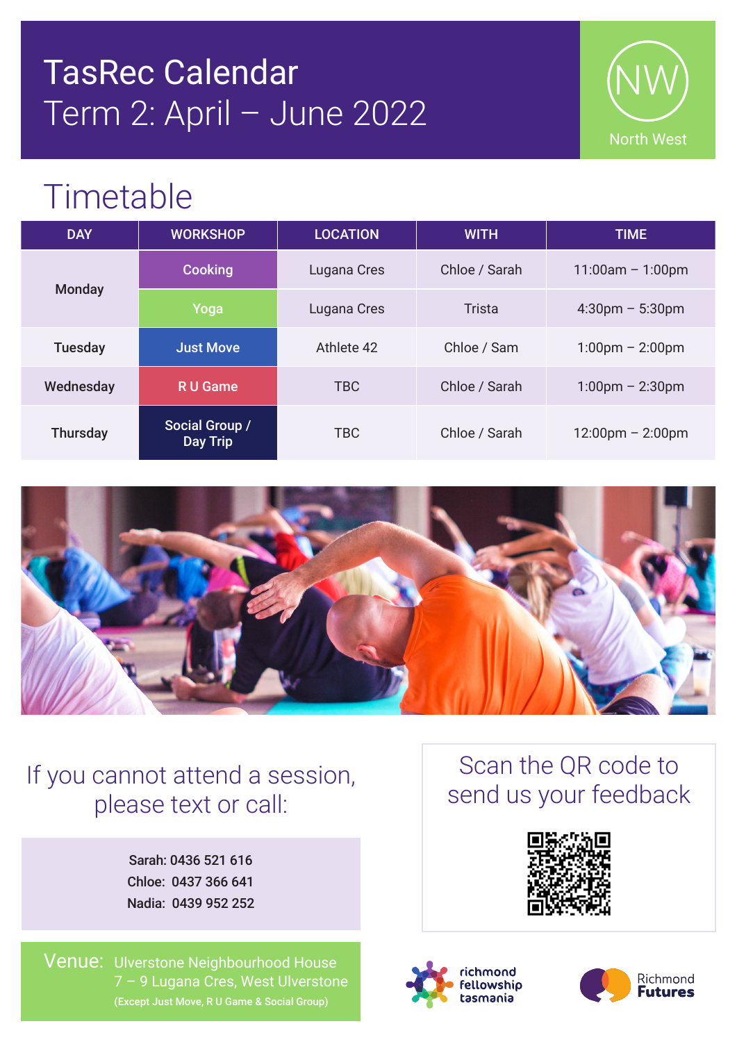# TasRec Calendar
## Term 2: April – June 2022

NW
North West

## Timetable

| DAY | WORKSHOP | LOCATION | WITH | TIME |
|---|---|---|---|---|
| Monday | Cooking | Lugana Cres | Chloe / Sarah | 11:00am – 1:00pm |
| | Yoga | Lugana Cres | Trista | 4:30pm – 5:30pm |
| Tuesday | Just Move | Athlete 42 | Chloe / Sam | 1:00pm – 2:00pm |
| Wednesday | R U Game | TBC | Chloe / Sarah | 1:00pm – 2:30pm |
| Thursday | Social Group / Day Trip | TBC | Chloe / Sarah | 12:00pm – 2:00pm |

If you cannot attend a session, please text or call:

Sarah: 0436 521 616
Chloe: 0437 366 641
Nadia: 0439 952 252

Scan the QR code to send us your feedback

**Venue:** Ulverstone Neighbourhood House
7 – 9 Lugana Cres, West Ulverstone
(Except Just Move, R U Game & Social Group)

richmond fellowship tasmania

Richmond Futures